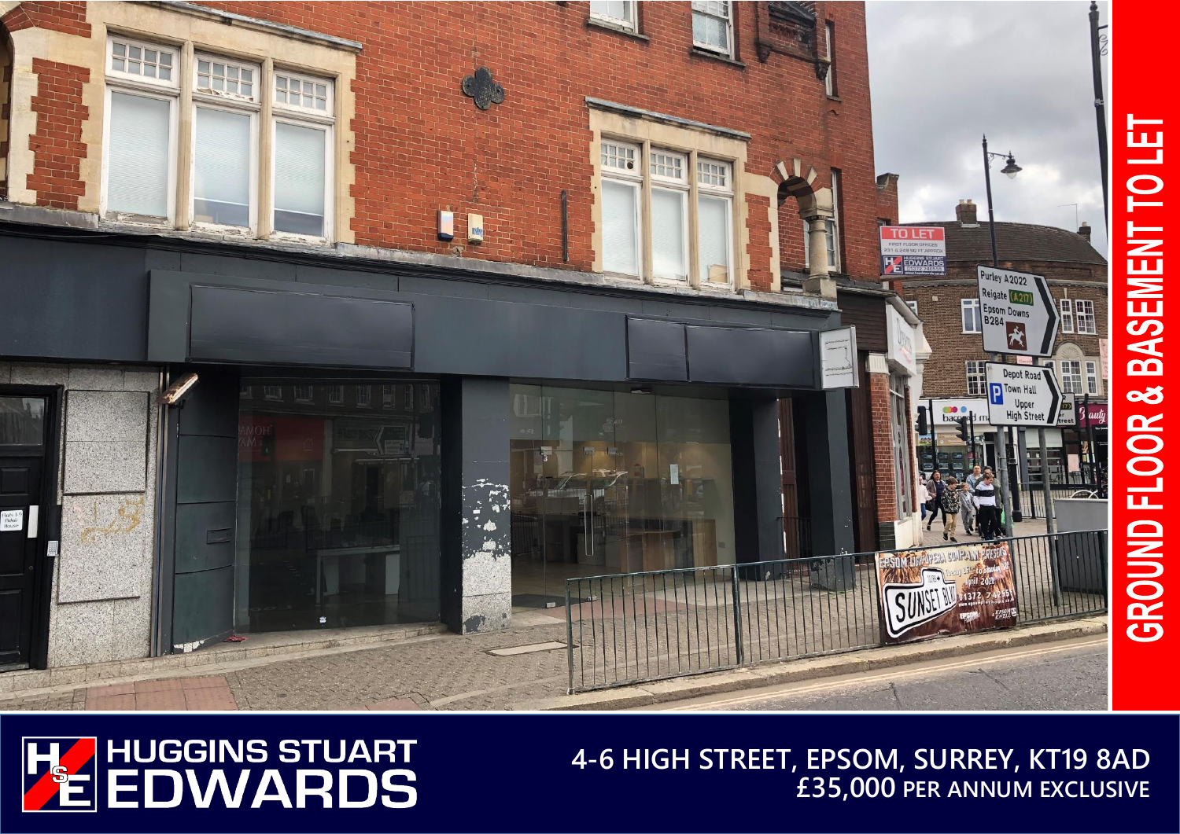# GROUND FLOOR & BASEMENT TO LET

HUGGINS STUART EDWARDS

**4-6 HIGH STREET, EPSOM, SURREY, KT19 8AD**

**£35,000 PER ANNUM EXCLUSIVE**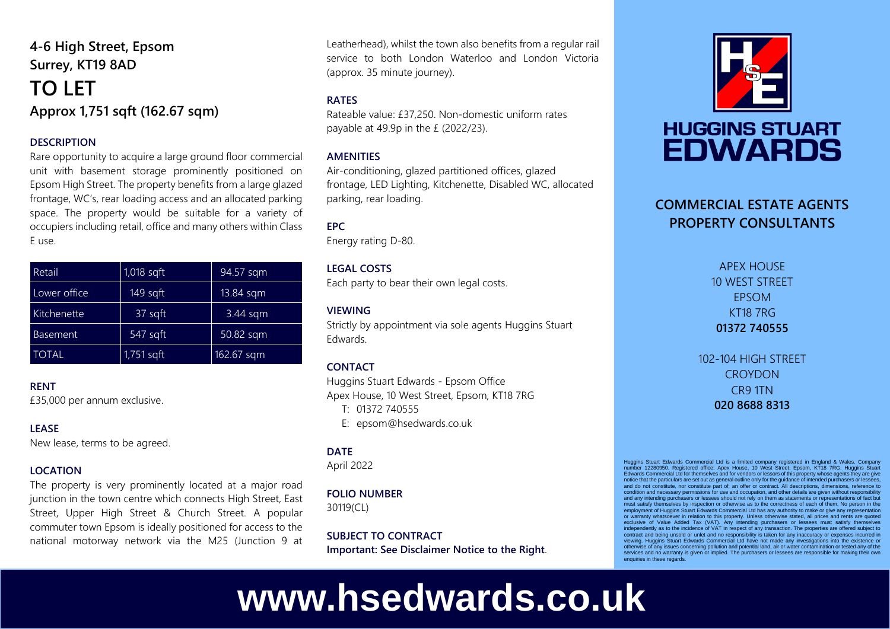## 4-6 High Street, Epsom
## Surrey, KT19 8AD

# TO LET

### Approx 1,751 sqft (162.67 sqm)

**DESCRIPTION**

Rare opportunity to acquire a large ground floor commercial unit with basement storage prominently positioned on Epsom High Street. The property benefits from a large glazed frontage, WC's, rear loading access and an allocated parking space. The property would be suitable for a variety of occupiers including retail, office and many others within Class E use.

| | | |
|---|---|---|
| Retail | 1,018 sqft | 94.57 sqm |
| Lower office | 149 sqft | 13.84 sqm |
| Kitchenette | 37 sqft | 3.44 sqm |
| Basement | 547 sqft | 50.82 sqm |
| TOTAL | 1,751 sqft | 162.67 sqm |

**RENT**

£35,000 per annum exclusive.

**LEASE**

New lease, terms to be agreed.

**LOCATION**

The property is very prominently located at a major road junction in the town centre which connects High Street, East Street, Upper High Street & Church Street. A popular commuter town Epsom is ideally positioned for access to the national motorway network via the M25 (Junction 9 at Leatherhead), whilst the town also benefits from a regular rail service to both London Waterloo and London Victoria (approx. 35 minute journey).

**RATES**

Rateable value: £37,250. Non-domestic uniform rates payable at 49.9p in the £ (2022/23).

**AMENITIES**

Air-conditioning, glazed partitioned offices, glazed frontage, LED Lighting, Kitchenette, Disabled WC, allocated parking, rear loading.

**EPC**

Energy rating D-80.

**LEGAL COSTS**

Each party to bear their own legal costs.

**VIEWING**

Strictly by appointment via sole agents Huggins Stuart Edwards.

**CONTACT**

Huggins Stuart Edwards - Epsom Office
Apex House, 10 West Street, Epsom, KT18 7RG

- T: 01372 740555
- E: epsom@hsedwards.co.uk

**DATE**

April 2022

**FOLIO NUMBER**

30119(CL)

**SUBJECT TO CONTRACT**

**Important: See Disclaimer Notice to the Right.**

**HUGGINS STUART EDWARDS**

**COMMERCIAL ESTATE AGENTS**
**PROPERTY CONSULTANTS**

APEX HOUSE
10 WEST STREET
EPSOM
KT18 7RG
**01372 740555**

102-104 HIGH STREET
CROYDON
CR9 1TN
**020 8688 8313**

Huggins Stuart Edwards Commercial Ltd is a limited company registered in England & Wales. Company number 12280950. Registered office: Apex House, 10 West Street, Epsom, KT18 7RG. Huggins Stuart Edwards Commercial Ltd for themselves and for vendors or lessors of this property whose agents they are give notice that the particulars are set out as general outline only for the guidance of intended purchasers or lessees, and do not constitute, nor constitute part of, an offer or contract. All descriptions, dimensions, reference to condition and necessary permissions for use and occupation, and other details are given without responsibility and any intending purchasers or lessees should not rely on them as statements or representations of fact but must satisfy themselves by inspection or otherwise as to the correctness of each of them. No person in the employment of Huggins Stuart Edwards Commercial Ltd has any authority to make or give any representation or warranty whatsoever in relation to this property. Unless otherwise stated, all prices and rents are quoted exclusive of Value Added Tax (VAT). Any intending purchasers or lessees must satisfy themselves independently as to the incidence of VAT in respect of any transaction. The properties are offered subject to contract and being unsold or unlet and no responsibility is taken for any inaccuracy or expenses incurred in viewing. Huggins Stuart Edwards Commercial Ltd have not made any investigations into the existence or otherwise of any issues concerning pollution and potential land, air or water contamination or tested any of the services and no warranty is given or implied. The purchasers or lessees are responsible for making their own enquiries in these regards.

**www.hsedwards.co.uk**